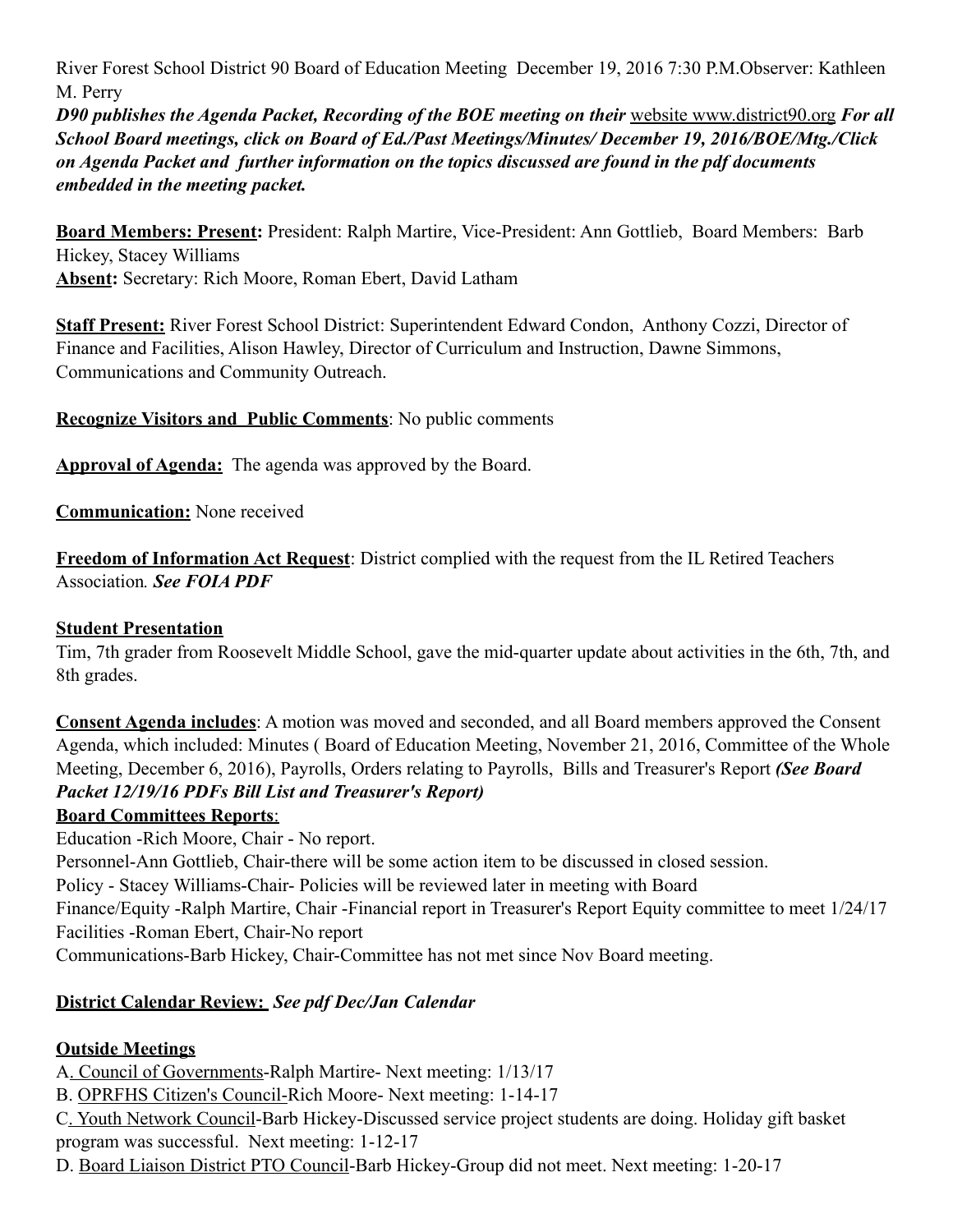River Forest School District 90 Board of Education Meeting December 19, 2016 7:30 P.M.Observer: Kathleen M. Perry

***D90 publishes the Agenda Packet, Recording of the BOE meeting on their*** website www.district90.org ***For all School Board meetings, click on Board of Ed./Past Meetings/Minutes/ December 19, 2016/BOE/Mtg./Click on Agenda Packet and further information on the topics discussed are found in the pdf documents embedded in the meeting packet.***

**Board Members: Present:** President: Ralph Martire, Vice-President: Ann Gottlieb, Board Members: Barb Hickey, Stacey Williams

**Absent:** Secretary: Rich Moore, Roman Ebert, David Latham

**Staff Present:** River Forest School District: Superintendent Edward Condon, Anthony Cozzi, Director of Finance and Facilities, Alison Hawley, Director of Curriculum and Instruction, Dawne Simmons, Communications and Community Outreach.

**Recognize Visitors and Public Comments**: No public comments

**Approval of Agenda:** The agenda was approved by the Board.

**Communication:** None received

**Freedom of Information Act Request**: District complied with the request from the IL Retired Teachers Association. ***See FOIA PDF***

**Student Presentation**

Tim, 7th grader from Roosevelt Middle School, gave the mid-quarter update about activities in the 6th, 7th, and 8th grades.

**Consent Agenda includes**: A motion was moved and seconded, and all Board members approved the Consent Agenda, which included: Minutes ( Board of Education Meeting, November 21, 2016, Committee of the Whole Meeting, December 6, 2016), Payrolls, Orders relating to Payrolls, Bills and Treasurer's Report ***(See Board Packet 12/19/16 PDFs Bill List and Treasurer's Report)***

**Board Committees Reports**:

Education -Rich Moore, Chair - No report.

Personnel-Ann Gottlieb, Chair-there will be some action item to be discussed in closed session.

Policy - Stacey Williams-Chair- Policies will be reviewed later in meeting with Board

Finance/Equity -Ralph Martire, Chair -Financial report in Treasurer's Report Equity committee to meet 1/24/17

Facilities -Roman Ebert, Chair-No report

Communications-Barb Hickey, Chair-Committee has not met since Nov Board meeting.

**District Calendar Review:** ***See pdf Dec/Jan Calendar***

**Outside Meetings**

A. Council of Governments-Ralph Martire- Next meeting: 1/13/17

B. OPRFHS Citizen's Council-Rich Moore- Next meeting: 1-14-17

C. Youth Network Council-Barb Hickey-Discussed service project students are doing. Holiday gift basket program was successful. Next meeting: 1-12-17

D. Board Liaison District PTO Council-Barb Hickey-Group did not meet. Next meeting: 1-20-17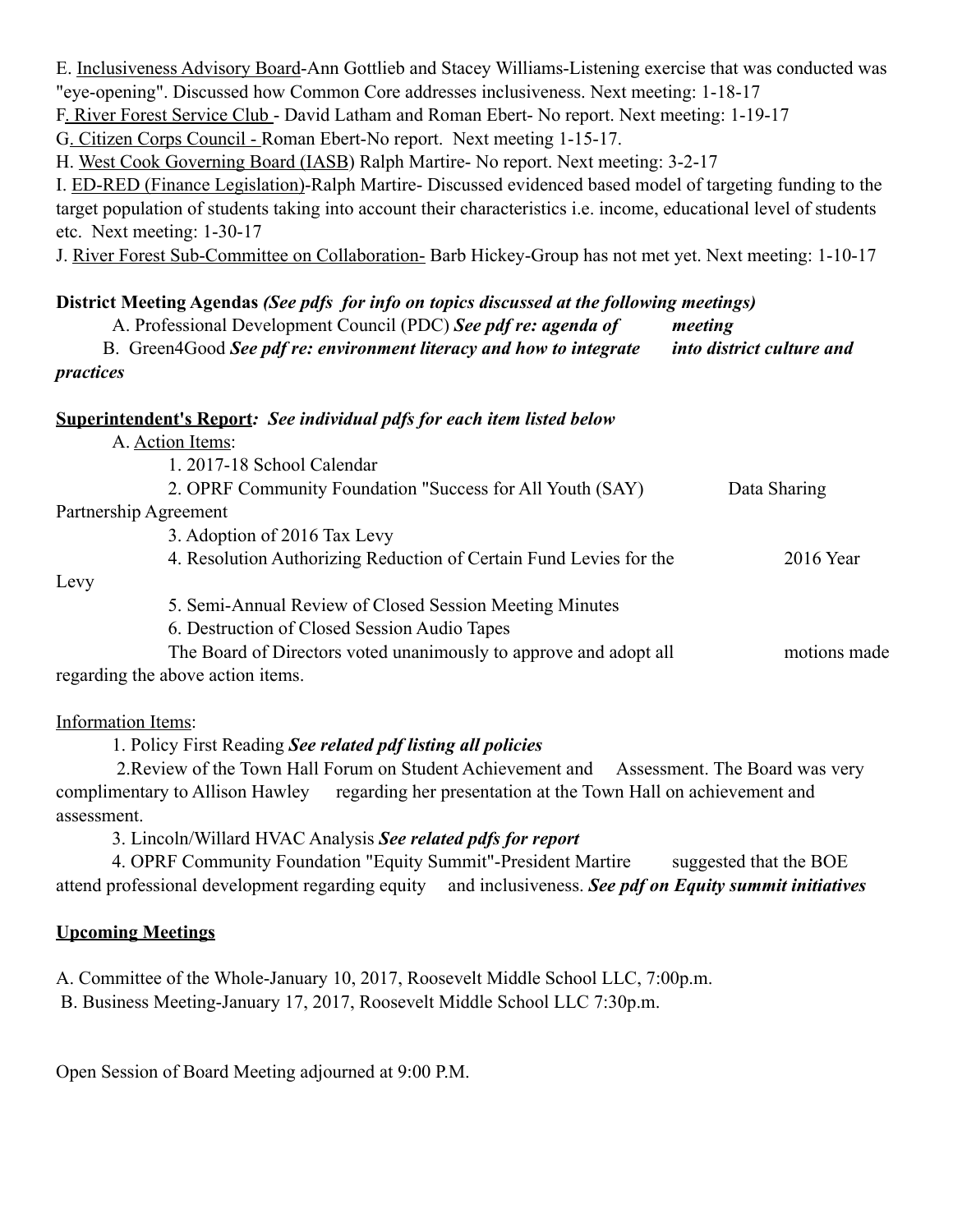E. Inclusiveness Advisory Board-Ann Gottlieb and Stacey Williams-Listening exercise that was conducted was "eye-opening". Discussed how Common Core addresses inclusiveness. Next meeting: 1-18-17

F. River Forest Service Club - David Latham and Roman Ebert- No report. Next meeting: 1-19-17

G. Citizen Corps Council - Roman Ebert-No report. Next meeting 1-15-17.

H. West Cook Governing Board (IASB) Ralph Martire- No report. Next meeting: 3-2-17

I. ED-RED (Finance Legislation)-Ralph Martire- Discussed evidenced based model of targeting funding to the target population of students taking into account their characteristics i.e. income, educational level of students etc. Next meeting: 1-30-17

J. River Forest Sub-Committee on Collaboration- Barb Hickey-Group has not met yet. Next meeting: 1-10-17

**District Meeting Agendas** ***(See pdfs for info on topics discussed at the following meetings)***

A. Professional Development Council (PDC) ***See pdf re: agenda of meeting***

B. Green4Good ***See pdf re: environment literacy and how to integrate into district culture and practices***

**Superintendent's Report*: See individual pdfs for each item listed below***

A. Action Items:

1. 2017-18 School Calendar
2. OPRF Community Foundation "Success for All Youth (SAY) Data Sharing Partnership Agreement
3. Adoption of 2016 Tax Levy
4. Resolution Authorizing Reduction of Certain Fund Levies for the 2016 Year Levy
5. Semi-Annual Review of Closed Session Meeting Minutes
6. Destruction of Closed Session Audio Tapes

The Board of Directors voted unanimously to approve and adopt all motions made regarding the above action items.

Information Items:

1. Policy First Reading ***See related pdf listing all policies***
2. Review of the Town Hall Forum on Student Achievement and Assessment. The Board was very complimentary to Allison Hawley regarding her presentation at the Town Hall on achievement and assessment.
3. Lincoln/Willard HVAC Analysis ***See related pdfs for report***
4. OPRF Community Foundation "Equity Summit"-President Martire suggested that the BOE attend professional development regarding equity and inclusiveness. ***See pdf on Equity summit initiatives***

**Upcoming Meetings**

A. Committee of the Whole-January 10, 2017, Roosevelt Middle School LLC, 7:00p.m.

B. Business Meeting-January 17, 2017, Roosevelt Middle School LLC 7:30p.m.

Open Session of Board Meeting adjourned at 9:00 P.M.